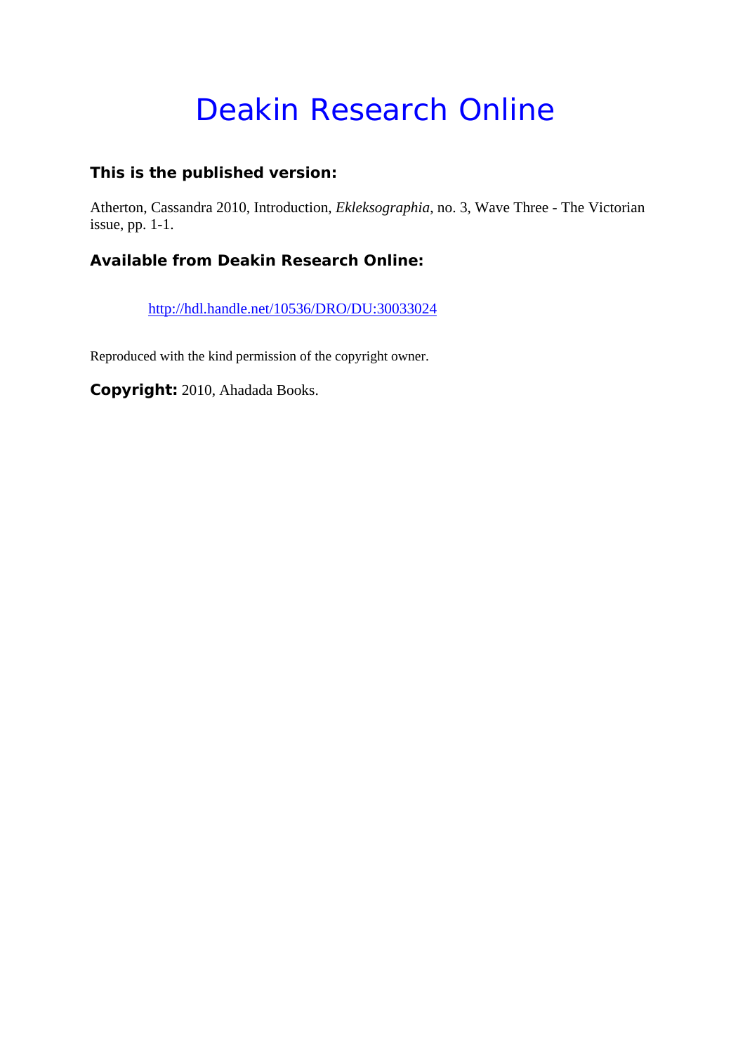# Deakin Research Online

**This is the published version:**

Atherton, Cassandra 2010, Introduction, *Ekleksographia*, no. 3, Wave Three - The Victorian issue, pp. 1-1.

**Available from Deakin Research Online:**

http://hdl.handle.net/10536/DRO/DU:30033024

Reproduced with the kind permission of the copyright owner.

**Copyright:** 2010, Ahadada Books.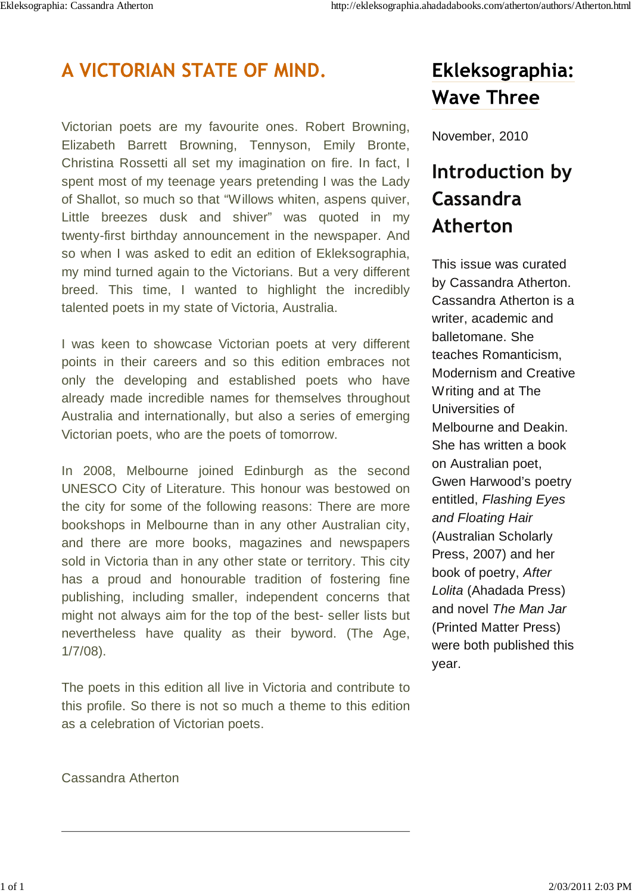# A VICTORIAN STATE OF MIND.

Victorian poets are my favourite ones. Robert Browning, Elizabeth Barrett Browning, Tennyson, Emily Bronte, Christina Rossetti all set my imagination on fire. In fact, I spent most of my teenage years pretending I was the Lady of Shallot, so much so that “Willows whiten, aspens quiver, Little breezes dusk and shiver” was quoted in my twenty-first birthday announcement in the newspaper. And so when I was asked to edit an edition of Ekleksographia, my mind turned again to the Victorians. But a very different breed. This time, I wanted to highlight the incredibly talented poets in my state of Victoria, Australia.

I was keen to showcase Victorian poets at very different points in their careers and so this edition embraces not only the developing and established poets who have already made incredible names for themselves throughout Australia and internationally, but also a series of emerging Victorian poets, who are the poets of tomorrow.

In 2008, Melbourne joined Edinburgh as the second UNESCO City of Literature. This honour was bestowed on the city for some of the following reasons: There are more bookshops in Melbourne than in any other Australian city, and there are more books, magazines and newspapers sold in Victoria than in any other state or territory. This city has a proud and honourable tradition of fostering fine publishing, including smaller, independent concerns that might not always aim for the top of the best- seller lists but nevertheless have quality as their byword. (The Age, 1/7/08).

The poets in this edition all live in Victoria and contribute to this profile. So there is not so much a theme to this edition as a celebration of Victorian poets.

Cassandra Atherton

---

## Ekleksographia: Wave Three

November, 2010

## Introduction by Cassandra Atherton

This issue was curated by Cassandra Atherton. Cassandra Atherton is a writer, academic and balletomane. She teaches Romanticism, Modernism and Creative Writing and at The Universities of Melbourne and Deakin. She has written a book on Australian poet, Gwen Harwood’s poetry entitled, *Flashing Eyes and Floating Hair* (Australian Scholarly Press, 2007) and her book of poetry, *After Lolita* (Ahadada Press) and novel *The Man Jar* (Printed Matter Press) were both published this year.